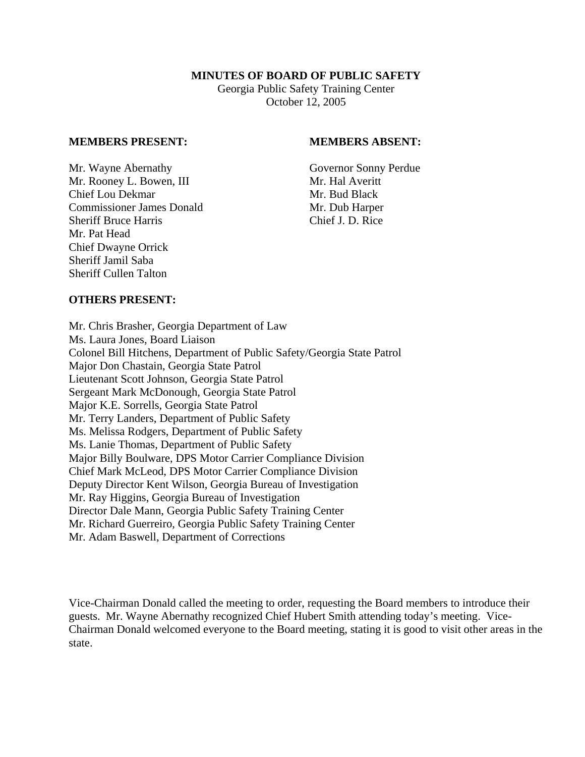# MINUTES OF BOARD OF PUBLIC SAFETY

Georgia Public Safety Training Center
October 12, 2005

**MEMBERS PRESENT:**

Mr. Wayne Abernathy
Mr. Rooney L. Bowen, III
Chief Lou Dekmar
Commissioner James Donald
Sheriff Bruce Harris
Mr. Pat Head
Chief Dwayne Orrick
Sheriff Jamil Saba
Sheriff Cullen Talton

**MEMBERS ABSENT:**

Governor Sonny Perdue
Mr. Hal Averitt
Mr. Bud Black
Mr. Dub Harper
Chief J. D. Rice

**OTHERS PRESENT:**

Mr. Chris Brasher, Georgia Department of Law
Ms. Laura Jones, Board Liaison
Colonel Bill Hitchens, Department of Public Safety/Georgia State Patrol
Major Don Chastain, Georgia State Patrol
Lieutenant Scott Johnson, Georgia State Patrol
Sergeant Mark McDonough, Georgia State Patrol
Major K.E. Sorrells, Georgia State Patrol
Mr. Terry Landers, Department of Public Safety
Ms. Melissa Rodgers, Department of Public Safety
Ms. Lanie Thomas, Department of Public Safety
Major Billy Boulware, DPS Motor Carrier Compliance Division
Chief Mark McLeod, DPS Motor Carrier Compliance Division
Deputy Director Kent Wilson, Georgia Bureau of Investigation
Mr. Ray Higgins, Georgia Bureau of Investigation
Director Dale Mann, Georgia Public Safety Training Center
Mr. Richard Guerreiro, Georgia Public Safety Training Center
Mr. Adam Baswell, Department of Corrections

Vice-Chairman Donald called the meeting to order, requesting the Board members to introduce their guests. Mr. Wayne Abernathy recognized Chief Hubert Smith attending today's meeting. Vice-Chairman Donald welcomed everyone to the Board meeting, stating it is good to visit other areas in the state.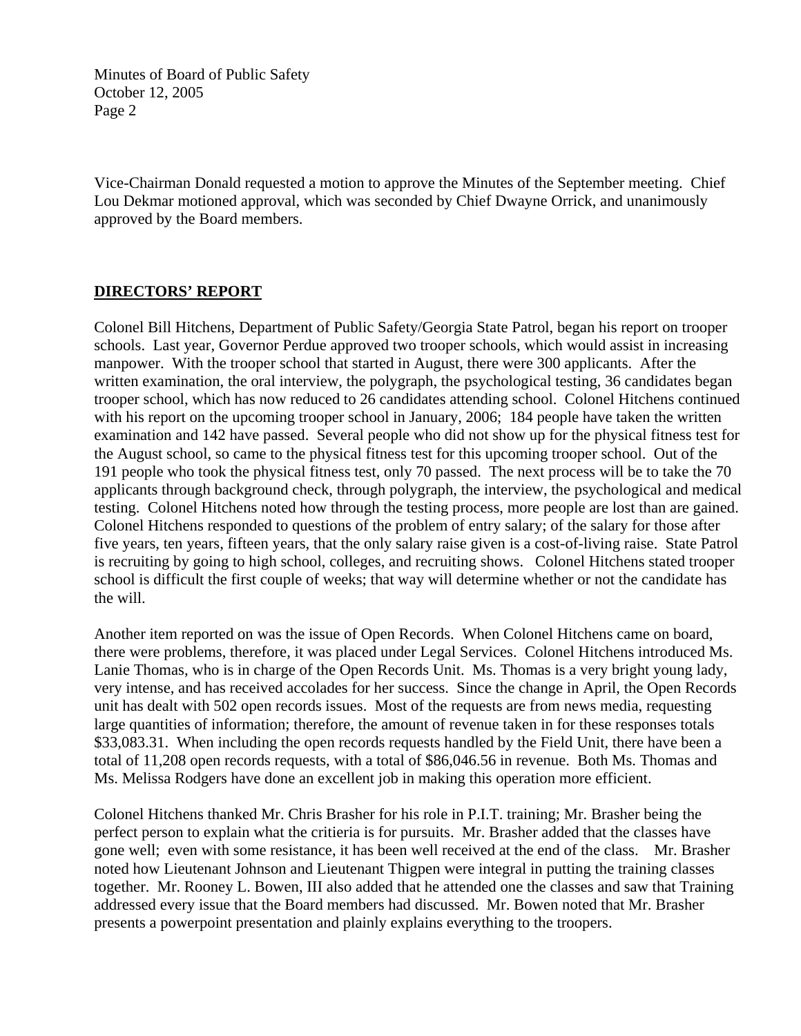Vice-Chairman Donald requested a motion to approve the Minutes of the September meeting. Chief Lou Dekmar motioned approval, which was seconded by Chief Dwayne Orrick, and unanimously approved by the Board members.

## **DIRECTORS' REPORT**

Colonel Bill Hitchens, Department of Public Safety/Georgia State Patrol, began his report on trooper schools. Last year, Governor Perdue approved two trooper schools, which would assist in increasing manpower. With the trooper school that started in August, there were 300 applicants. After the written examination, the oral interview, the polygraph, the psychological testing, 36 candidates began trooper school, which has now reduced to 26 candidates attending school. Colonel Hitchens continued with his report on the upcoming trooper school in January, 2006; 184 people have taken the written examination and 142 have passed. Several people who did not show up for the physical fitness test for the August school, so came to the physical fitness test for this upcoming trooper school. Out of the 191 people who took the physical fitness test, only 70 passed. The next process will be to take the 70 applicants through background check, through polygraph, the interview, the psychological and medical testing. Colonel Hitchens noted how through the testing process, more people are lost than are gained. Colonel Hitchens responded to questions of the problem of entry salary; of the salary for those after five years, ten years, fifteen years, that the only salary raise given is a cost-of-living raise. State Patrol is recruiting by going to high school, colleges, and recruiting shows. Colonel Hitchens stated trooper school is difficult the first couple of weeks; that way will determine whether or not the candidate has the will.

Another item reported on was the issue of Open Records. When Colonel Hitchens came on board, there were problems, therefore, it was placed under Legal Services. Colonel Hitchens introduced Ms. Lanie Thomas, who is in charge of the Open Records Unit. Ms. Thomas is a very bright young lady, very intense, and has received accolades for her success. Since the change in April, the Open Records unit has dealt with 502 open records issues. Most of the requests are from news media, requesting large quantities of information; therefore, the amount of revenue taken in for these responses totals $33,083.31. When including the open records requests handled by the Field Unit, there have been a total of 11,208 open records requests, with a total of $86,046.56 in revenue. Both Ms. Thomas and Ms. Melissa Rodgers have done an excellent job in making this operation more efficient.

Colonel Hitchens thanked Mr. Chris Brasher for his role in P.I.T. training; Mr. Brasher being the perfect person to explain what the critieria is for pursuits. Mr. Brasher added that the classes have gone well; even with some resistance, it has been well received at the end of the class. Mr. Brasher noted how Lieutenant Johnson and Lieutenant Thigpen were integral in putting the training classes together. Mr. Rooney L. Bowen, III also added that he attended one the classes and saw that Training addressed every issue that the Board members had discussed. Mr. Bowen noted that Mr. Brasher presents a powerpoint presentation and plainly explains everything to the troopers.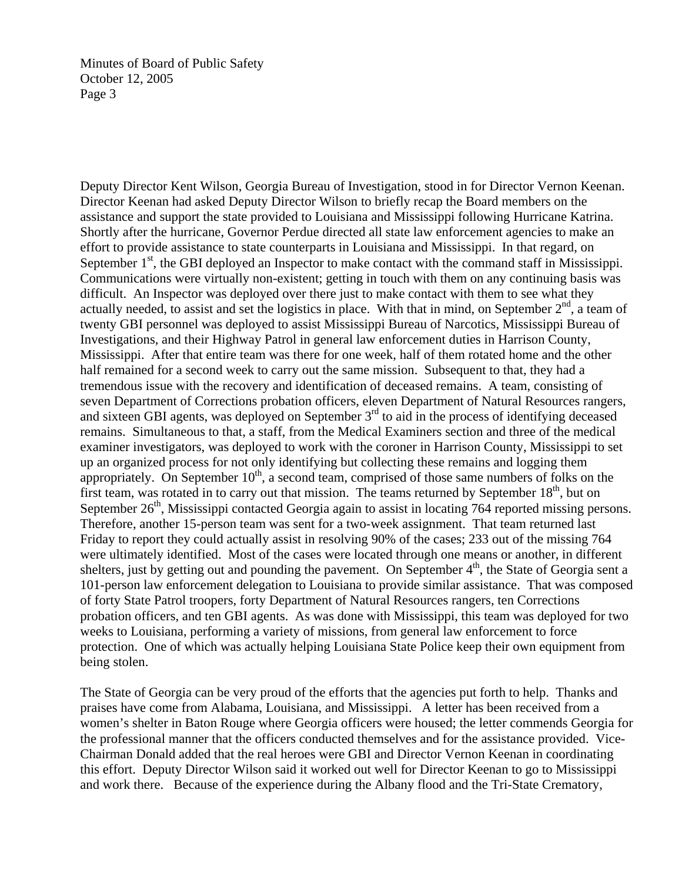Deputy Director Kent Wilson, Georgia Bureau of Investigation, stood in for Director Vernon Keenan. Director Keenan had asked Deputy Director Wilson to briefly recap the Board members on the assistance and support the state provided to Louisiana and Mississippi following Hurricane Katrina. Shortly after the hurricane, Governor Perdue directed all state law enforcement agencies to make an effort to provide assistance to state counterparts in Louisiana and Mississippi. In that regard, on September 1st, the GBI deployed an Inspector to make contact with the command staff in Mississippi. Communications were virtually non-existent; getting in touch with them on any continuing basis was difficult. An Inspector was deployed over there just to make contact with them to see what they actually needed, to assist and set the logistics in place. With that in mind, on September 2nd, a team of twenty GBI personnel was deployed to assist Mississippi Bureau of Narcotics, Mississippi Bureau of Investigations, and their Highway Patrol in general law enforcement duties in Harrison County, Mississippi. After that entire team was there for one week, half of them rotated home and the other half remained for a second week to carry out the same mission. Subsequent to that, they had a tremendous issue with the recovery and identification of deceased remains. A team, consisting of seven Department of Corrections probation officers, eleven Department of Natural Resources rangers, and sixteen GBI agents, was deployed on September 3rd to aid in the process of identifying deceased remains. Simultaneous to that, a staff, from the Medical Examiners section and three of the medical examiner investigators, was deployed to work with the coroner in Harrison County, Mississippi to set up an organized process for not only identifying but collecting these remains and logging them appropriately. On September 10th, a second team, comprised of those same numbers of folks on the first team, was rotated in to carry out that mission. The teams returned by September 18th, but on September 26th, Mississippi contacted Georgia again to assist in locating 764 reported missing persons. Therefore, another 15-person team was sent for a two-week assignment. That team returned last Friday to report they could actually assist in resolving 90% of the cases; 233 out of the missing 764 were ultimately identified. Most of the cases were located through one means or another, in different shelters, just by getting out and pounding the pavement. On September 4th, the State of Georgia sent a 101-person law enforcement delegation to Louisiana to provide similar assistance. That was composed of forty State Patrol troopers, forty Department of Natural Resources rangers, ten Corrections probation officers, and ten GBI agents. As was done with Mississippi, this team was deployed for two weeks to Louisiana, performing a variety of missions, from general law enforcement to force protection. One of which was actually helping Louisiana State Police keep their own equipment from being stolen.

The State of Georgia can be very proud of the efforts that the agencies put forth to help. Thanks and praises have come from Alabama, Louisiana, and Mississippi. A letter has been received from a women's shelter in Baton Rouge where Georgia officers were housed; the letter commends Georgia for the professional manner that the officers conducted themselves and for the assistance provided. Vice-Chairman Donald added that the real heroes were GBI and Director Vernon Keenan in coordinating this effort. Deputy Director Wilson said it worked out well for Director Keenan to go to Mississippi and work there. Because of the experience during the Albany flood and the Tri-State Crematory,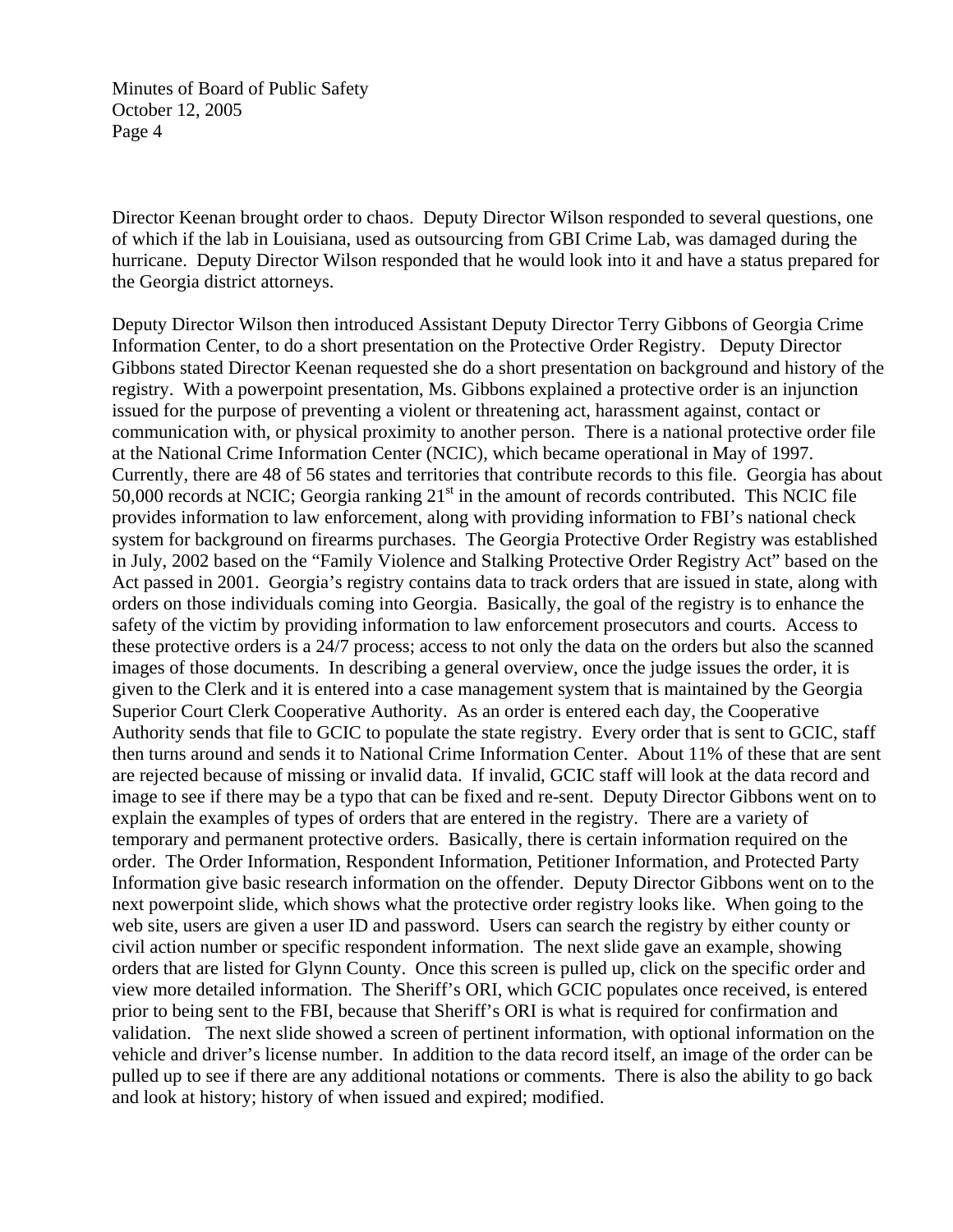Director Keenan brought order to chaos. Deputy Director Wilson responded to several questions, one of which if the lab in Louisiana, used as outsourcing from GBI Crime Lab, was damaged during the hurricane. Deputy Director Wilson responded that he would look into it and have a status prepared for the Georgia district attorneys.

Deputy Director Wilson then introduced Assistant Deputy Director Terry Gibbons of Georgia Crime Information Center, to do a short presentation on the Protective Order Registry. Deputy Director Gibbons stated Director Keenan requested she do a short presentation on background and history of the registry. With a powerpoint presentation, Ms. Gibbons explained a protective order is an injunction issued for the purpose of preventing a violent or threatening act, harassment against, contact or communication with, or physical proximity to another person. There is a national protective order file at the National Crime Information Center (NCIC), which became operational in May of 1997. Currently, there are 48 of 56 states and territories that contribute records to this file. Georgia has about 50,000 records at NCIC; Georgia ranking 21st in the amount of records contributed. This NCIC file provides information to law enforcement, along with providing information to FBI's national check system for background on firearms purchases. The Georgia Protective Order Registry was established in July, 2002 based on the "Family Violence and Stalking Protective Order Registry Act" based on the Act passed in 2001. Georgia's registry contains data to track orders that are issued in state, along with orders on those individuals coming into Georgia. Basically, the goal of the registry is to enhance the safety of the victim by providing information to law enforcement prosecutors and courts. Access to these protective orders is a 24/7 process; access to not only the data on the orders but also the scanned images of those documents. In describing a general overview, once the judge issues the order, it is given to the Clerk and it is entered into a case management system that is maintained by the Georgia Superior Court Clerk Cooperative Authority. As an order is entered each day, the Cooperative Authority sends that file to GCIC to populate the state registry. Every order that is sent to GCIC, staff then turns around and sends it to National Crime Information Center. About 11% of these that are sent are rejected because of missing or invalid data. If invalid, GCIC staff will look at the data record and image to see if there may be a typo that can be fixed and re-sent. Deputy Director Gibbons went on to explain the examples of types of orders that are entered in the registry. There are a variety of temporary and permanent protective orders. Basically, there is certain information required on the order. The Order Information, Respondent Information, Petitioner Information, and Protected Party Information give basic research information on the offender. Deputy Director Gibbons went on to the next powerpoint slide, which shows what the protective order registry looks like. When going to the web site, users are given a user ID and password. Users can search the registry by either county or civil action number or specific respondent information. The next slide gave an example, showing orders that are listed for Glynn County. Once this screen is pulled up, click on the specific order and view more detailed information. The Sheriff's ORI, which GCIC populates once received, is entered prior to being sent to the FBI, because that Sheriff's ORI is what is required for confirmation and validation. The next slide showed a screen of pertinent information, with optional information on the vehicle and driver's license number. In addition to the data record itself, an image of the order can be pulled up to see if there are any additional notations or comments. There is also the ability to go back and look at history; history of when issued and expired; modified.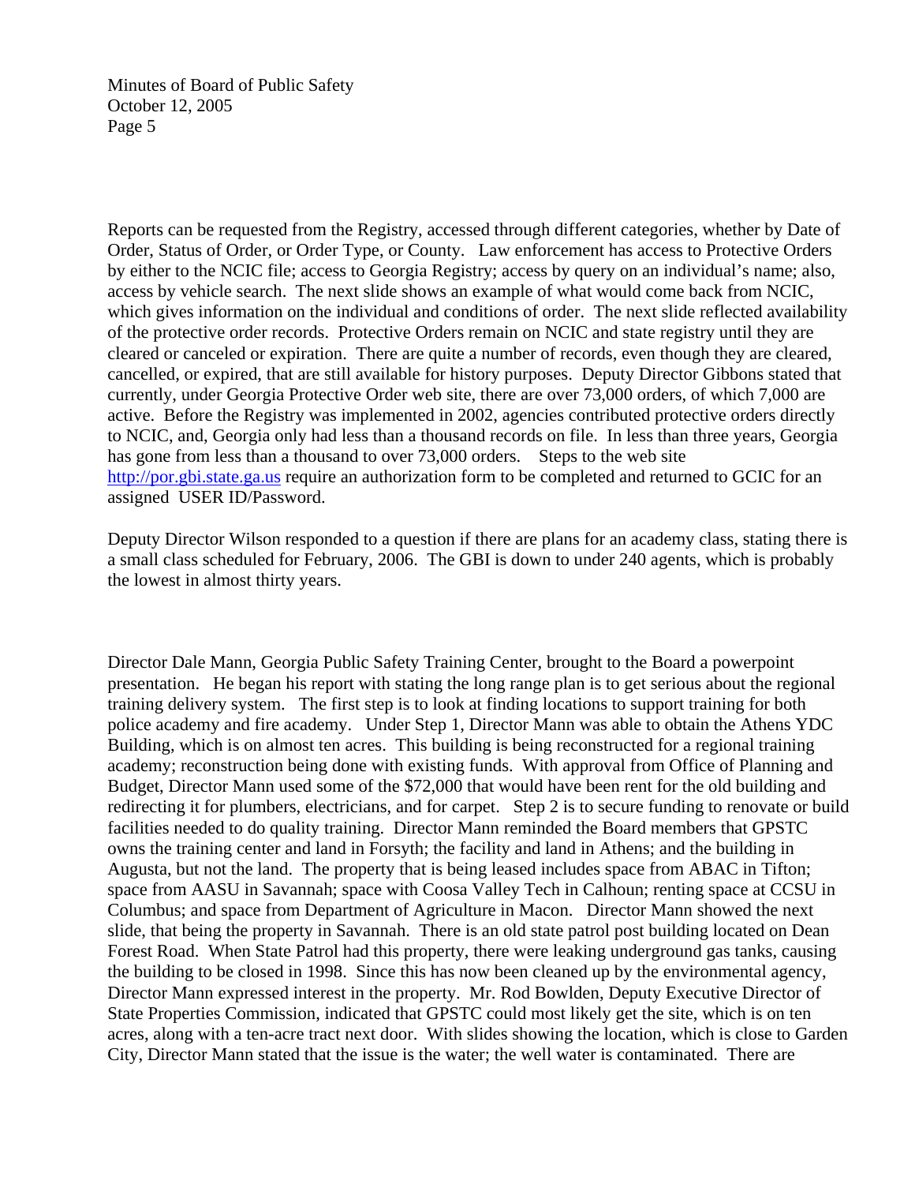Reports can be requested from the Registry, accessed through different categories, whether by Date of Order, Status of Order, or Order Type, or County. Law enforcement has access to Protective Orders by either to the NCIC file; access to Georgia Registry; access by query on an individual's name; also, access by vehicle search. The next slide shows an example of what would come back from NCIC, which gives information on the individual and conditions of order. The next slide reflected availability of the protective order records. Protective Orders remain on NCIC and state registry until they are cleared or canceled or expiration. There are quite a number of records, even though they are cleared, cancelled, or expired, that are still available for history purposes. Deputy Director Gibbons stated that currently, under Georgia Protective Order web site, there are over 73,000 orders, of which 7,000 are active. Before the Registry was implemented in 2002, agencies contributed protective orders directly to NCIC, and, Georgia only had less than a thousand records on file. In less than three years, Georgia has gone from less than a thousand to over 73,000 orders. Steps to the web site http://por.gbi.state.ga.us require an authorization form to be completed and returned to GCIC for an assigned USER ID/Password.

Deputy Director Wilson responded to a question if there are plans for an academy class, stating there is a small class scheduled for February, 2006. The GBI is down to under 240 agents, which is probably the lowest in almost thirty years.

Director Dale Mann, Georgia Public Safety Training Center, brought to the Board a powerpoint presentation. He began his report with stating the long range plan is to get serious about the regional training delivery system. The first step is to look at finding locations to support training for both police academy and fire academy. Under Step 1, Director Mann was able to obtain the Athens YDC Building, which is on almost ten acres. This building is being reconstructed for a regional training academy; reconstruction being done with existing funds. With approval from Office of Planning and Budget, Director Mann used some of the $72,000 that would have been rent for the old building and redirecting it for plumbers, electricians, and for carpet. Step 2 is to secure funding to renovate or build facilities needed to do quality training. Director Mann reminded the Board members that GPSTC owns the training center and land in Forsyth; the facility and land in Athens; and the building in Augusta, but not the land. The property that is being leased includes space from ABAC in Tifton; space from AASU in Savannah; space with Coosa Valley Tech in Calhoun; renting space at CCSU in Columbus; and space from Department of Agriculture in Macon. Director Mann showed the next slide, that being the property in Savannah. There is an old state patrol post building located on Dean Forest Road. When State Patrol had this property, there were leaking underground gas tanks, causing the building to be closed in 1998. Since this has now been cleaned up by the environmental agency, Director Mann expressed interest in the property. Mr. Rod Bowlden, Deputy Executive Director of State Properties Commission, indicated that GPSTC could most likely get the site, which is on ten acres, along with a ten-acre tract next door. With slides showing the location, which is close to Garden City, Director Mann stated that the issue is the water; the well water is contaminated. There are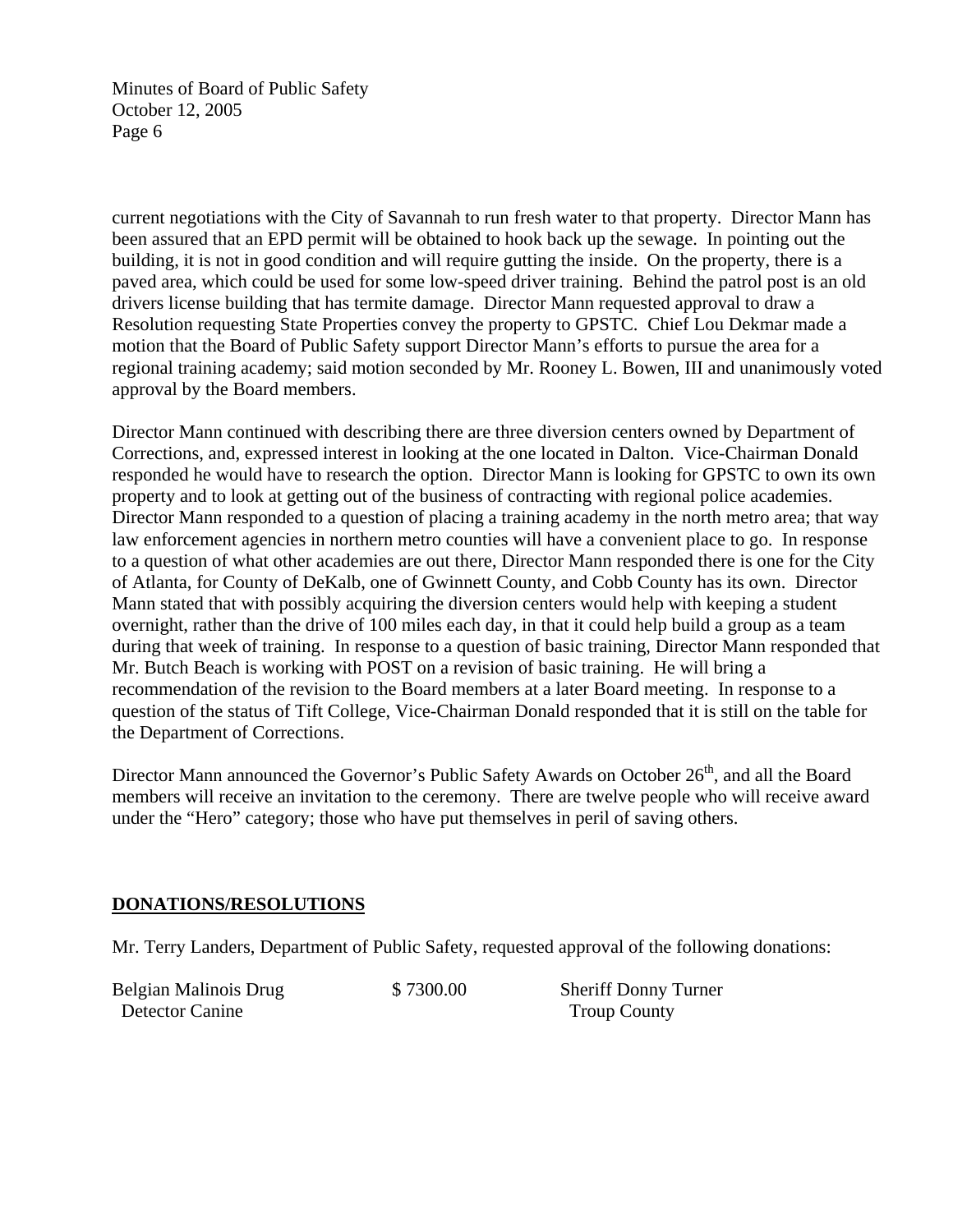current negotiations with the City of Savannah to run fresh water to that property. Director Mann has been assured that an EPD permit will be obtained to hook back up the sewage. In pointing out the building, it is not in good condition and will require gutting the inside. On the property, there is a paved area, which could be used for some low-speed driver training. Behind the patrol post is an old drivers license building that has termite damage. Director Mann requested approval to draw a Resolution requesting State Properties convey the property to GPSTC. Chief Lou Dekmar made a motion that the Board of Public Safety support Director Mann's efforts to pursue the area for a regional training academy; said motion seconded by Mr. Rooney L. Bowen, III and unanimously voted approval by the Board members.

Director Mann continued with describing there are three diversion centers owned by Department of Corrections, and, expressed interest in looking at the one located in Dalton. Vice-Chairman Donald responded he would have to research the option. Director Mann is looking for GPSTC to own its own property and to look at getting out of the business of contracting with regional police academies. Director Mann responded to a question of placing a training academy in the north metro area; that way law enforcement agencies in northern metro counties will have a convenient place to go. In response to a question of what other academies are out there, Director Mann responded there is one for the City of Atlanta, for County of DeKalb, one of Gwinnett County, and Cobb County has its own. Director Mann stated that with possibly acquiring the diversion centers would help with keeping a student overnight, rather than the drive of 100 miles each day, in that it could help build a group as a team during that week of training. In response to a question of basic training, Director Mann responded that Mr. Butch Beach is working with POST on a revision of basic training. He will bring a recommendation of the revision to the Board members at a later Board meeting. In response to a question of the status of Tift College, Vice-Chairman Donald responded that it is still on the table for the Department of Corrections.

Director Mann announced the Governor's Public Safety Awards on October 26th, and all the Board members will receive an invitation to the ceremony. There are twelve people who will receive award under the "Hero" category; those who have put themselves in peril of saving others.

## DONATIONS/RESOLUTIONS

Mr. Terry Landers, Department of Public Safety, requested approval of the following donations:

| | | |
|---|---|---|
| Belgian Malinois Drug Detector Canine | $ 7300.00 | Sheriff Donny Turner Troup County |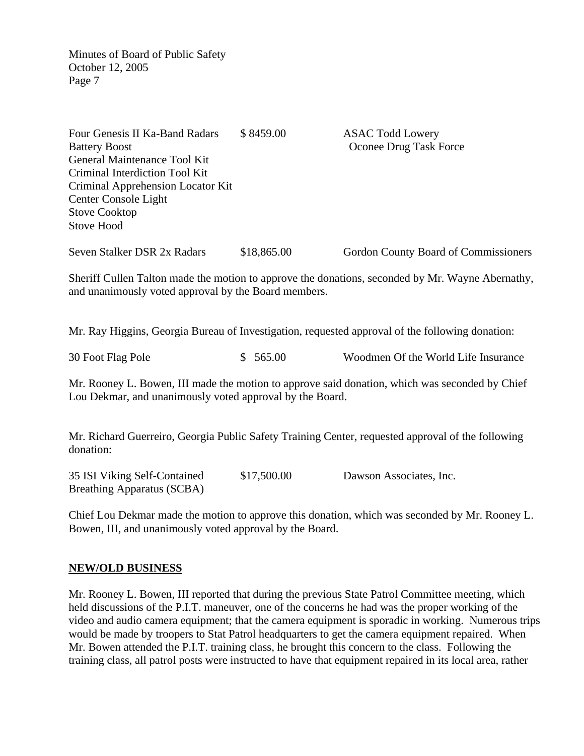| | | |
|---|---|---|
| Four Genesis II Ka-Band Radars<br>Battery Boost<br>General Maintenance Tool Kit<br>Criminal Interdiction Tool Kit<br>Criminal Apprehension Locator Kit<br>Center Console Light<br>Stove Cooktop<br>Stove Hood | $ 8459.00 | ASAC Todd Lowery<br>Oconee Drug Task Force |
| Seven Stalker DSR 2x Radars | $18,865.00 | Gordon County Board of Commissioners |

Sheriff Cullen Talton made the motion to approve the donations, seconded by Mr. Wayne Abernathy, and unanimously voted approval by the Board members.

Mr. Ray Higgins, Georgia Bureau of Investigation, requested approval of the following donation:

| | | |
|---|---|---|
| 30 Foot Flag Pole | $ 565.00 | Woodmen Of the World Life Insurance |

Mr. Rooney L. Bowen, III made the motion to approve said donation, which was seconded by Chief Lou Dekmar, and unanimously voted approval by the Board.

Mr. Richard Guerreiro, Georgia Public Safety Training Center, requested approval of the following donation:

| | | |
|---|---|---|
| 35 ISI Viking Self-Contained Breathing Apparatus (SCBA) | $17,500.00 | Dawson Associates, Inc. |

Chief Lou Dekmar made the motion to approve this donation, which was seconded by Mr. Rooney L. Bowen, III, and unanimously voted approval by the Board.

**NEW/OLD BUSINESS**

Mr. Rooney L. Bowen, III reported that during the previous State Patrol Committee meeting, which held discussions of the P.I.T. maneuver, one of the concerns he had was the proper working of the video and audio camera equipment; that the camera equipment is sporadic in working. Numerous trips would be made by troopers to Stat Patrol headquarters to get the camera equipment repaired. When Mr. Bowen attended the P.I.T. training class, he brought this concern to the class. Following the training class, all patrol posts were instructed to have that equipment repaired in its local area, rather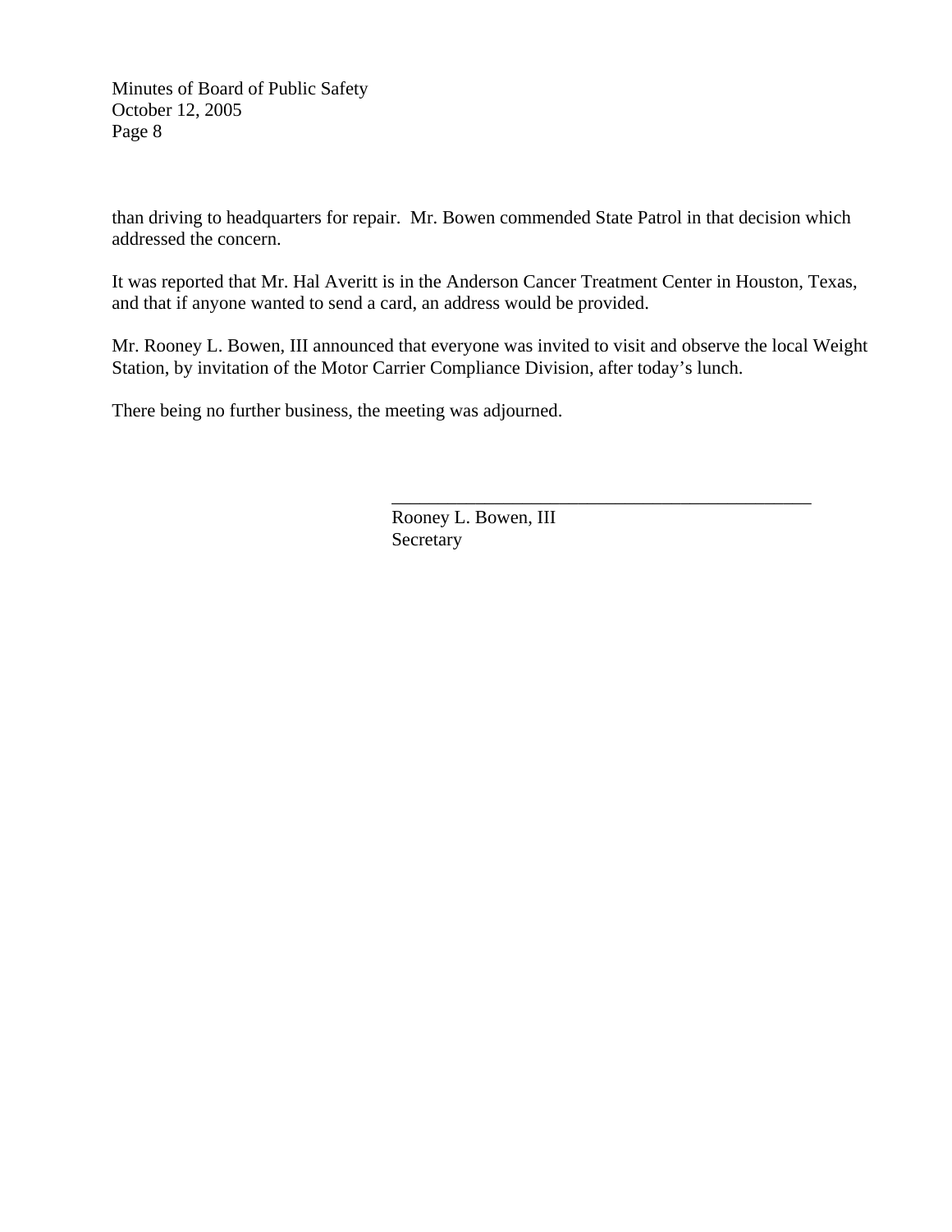than driving to headquarters for repair. Mr. Bowen commended State Patrol in that decision which addressed the concern.

It was reported that Mr. Hal Averitt is in the Anderson Cancer Treatment Center in Houston, Texas, and that if anyone wanted to send a card, an address would be provided.

Mr. Rooney L. Bowen, III announced that everyone was invited to visit and observe the local Weight Station, by invitation of the Motor Carrier Compliance Division, after today's lunch.

There being no further business, the meeting was adjourned.

\_\_\_\_\_\_\_\_\_\_\_\_\_\_\_\_\_\_\_\_\_\_\_\_\_\_\_\_\_\_\_\_\_\_\_\_\_\_\_\_\_\_\_\_

Rooney L. Bowen, III
Secretary